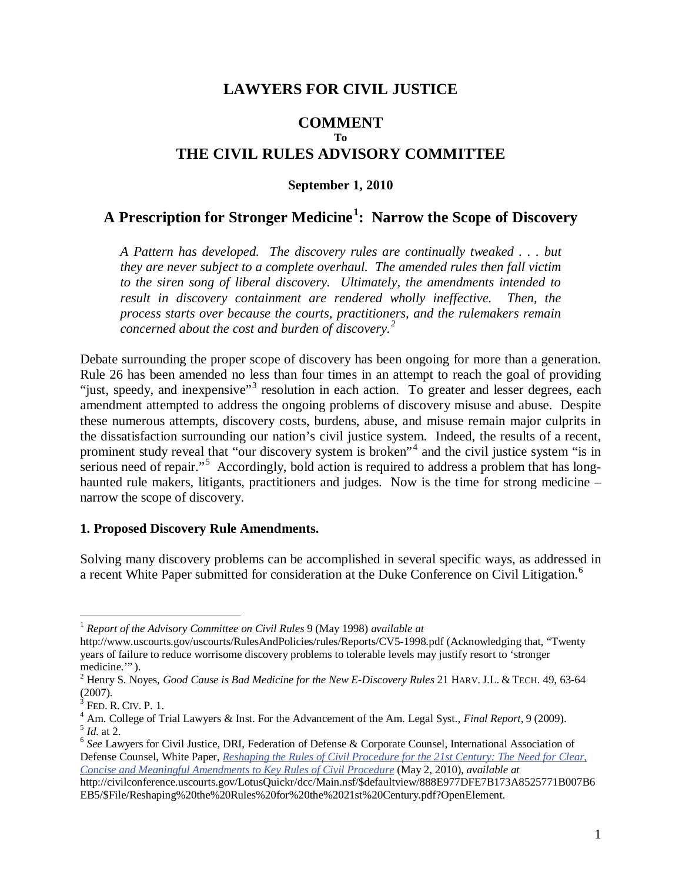# LAWYERS FOR CIVIL JUSTICE

## COMMENT
**To**
## THE CIVIL RULES ADVISORY COMMITTEE

**September 1, 2010**

## A Prescription for Stronger Medicine[1]: Narrow the Scope of Discovery

> *A Pattern has developed. The discovery rules are continually tweaked . . . but they are never subject to a complete overhaul. The amended rules then fall victim to the siren song of liberal discovery. Ultimately, the amendments intended to result in discovery containment are rendered wholly ineffective. Then, the process starts over because the courts, practitioners, and the rulemakers remain concerned about the cost and burden of discovery.[2]*

Debate surrounding the proper scope of discovery has been ongoing for more than a generation. Rule 26 has been amended no less than four times in an attempt to reach the goal of providing "just, speedy, and inexpensive"[3] resolution in each action. To greater and lesser degrees, each amendment attempted to address the ongoing problems of discovery misuse and abuse. Despite these numerous attempts, discovery costs, burdens, abuse, and misuse remain major culprits in the dissatisfaction surrounding our nation's civil justice system. Indeed, the results of a recent, prominent study reveal that "our discovery system is broken"[4] and the civil justice system "is in serious need of repair."[5] Accordingly, bold action is required to address a problem that has long-haunted rule makers, litigants, practitioners and judges. Now is the time for strong medicine – narrow the scope of discovery.

**1. Proposed Discovery Rule Amendments.**

Solving many discovery problems can be accomplished in several specific ways, as addressed in a recent White Paper submitted for consideration at the Duke Conference on Civil Litigation.[6]

---

[1] *Report of the Advisory Committee on Civil Rules* 9 (May 1998) *available at* http://www.uscourts.gov/uscourts/RulesAndPolicies/rules/Reports/CV5-1998.pdf (Acknowledging that, "Twenty years of failure to reduce worrisome discovery problems to tolerable levels may justify resort to 'stronger medicine.'" ).

[2] Henry S. Noyes, *Good Cause is Bad Medicine for the New E-Discovery Rules* 21 HARV. J.L. & TECH. 49, 63-64 (2007).

[3] FED. R. CIV. P. 1.

[4] Am. College of Trial Lawyers & Inst. For the Advancement of the Am. Legal Syst., *Final Report*, 9 (2009).

[5] *Id.* at 2.

[6] *See* Lawyers for Civil Justice, DRI, Federation of Defense & Corporate Counsel, International Association of Defense Counsel, White Paper, *Reshaping the Rules of Civil Procedure for the 21st Century: The Need for Clear, Concise and Meaningful Amendments to Key Rules of Civil Procedure* (May 2, 2010), *available at* http://civilconference.uscourts.gov/LotusQuickr/dcc/Main.nsf/$defaultview/888E977DFE7B173A8525771B007B6EB5/$File/Reshaping%20the%20Rules%20for%20the%2021st%20Century.pdf?OpenElement.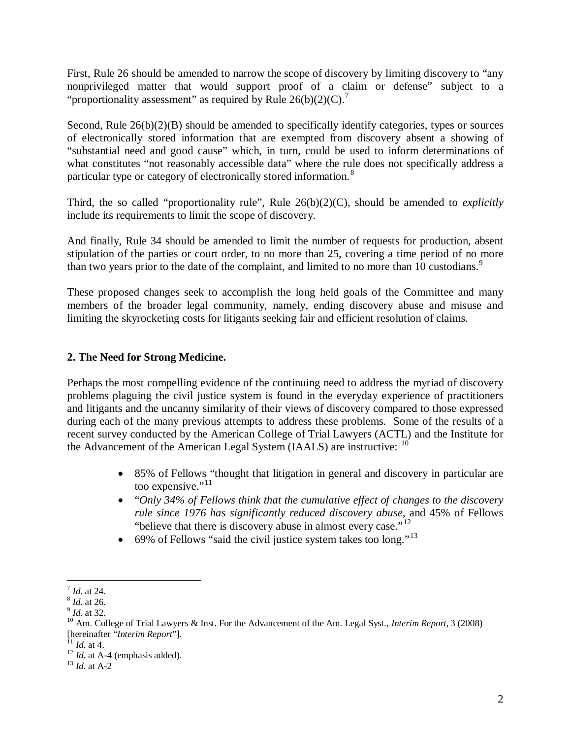First, Rule 26 should be amended to narrow the scope of discovery by limiting discovery to "any nonprivileged matter that would support proof of a claim or defense" subject to a "proportionality assessment" as required by Rule 26(b)(2)(C).[7]

Second, Rule 26(b)(2)(B) should be amended to specifically identify categories, types or sources of electronically stored information that are exempted from discovery absent a showing of "substantial need and good cause" which, in turn, could be used to inform determinations of what constitutes "not reasonably accessible data" where the rule does not specifically address a particular type or category of electronically stored information.[8]

Third, the so called "proportionality rule", Rule 26(b)(2)(C), should be amended to *explicitly* include its requirements to limit the scope of discovery.

And finally, Rule 34 should be amended to limit the number of requests for production, absent stipulation of the parties or court order, to no more than 25, covering a time period of no more than two years prior to the date of the complaint, and limited to no more than 10 custodians.[9]

These proposed changes seek to accomplish the long held goals of the Committee and many members of the broader legal community, namely, ending discovery abuse and misuse and limiting the skyrocketing costs for litigants seeking fair and efficient resolution of claims.

## 2. The Need for Strong Medicine.

Perhaps the most compelling evidence of the continuing need to address the myriad of discovery problems plaguing the civil justice system is found in the everyday experience of practitioners and litigants and the uncanny similarity of their views of discovery compared to those expressed during each of the many previous attempts to address these problems. Some of the results of a recent survey conducted by the American College of Trial Lawyers (ACTL) and the Institute for the Advancement of the American Legal System (IAALS) are instructive: [10]

- 85% of Fellows "thought that litigation in general and discovery in particular are too expensive."[11]
- "*Only 34% of Fellows think that the cumulative effect of changes to the discovery rule since 1976 has significantly reduced discovery abuse*, and 45% of Fellows "believe that there is discovery abuse in almost every case."[12]
- 69% of Fellows "said the civil justice system takes too long."[13]

---

[7] *Id.* at 24.
[8] *Id.* at 26.
[9] *Id.* at 32.
[10] Am. College of Trial Lawyers & Inst. For the Advancement of the Am. Legal Syst., *Interim Report*, 3 (2008) [hereinafter "*Interim Report*"].
[11] *Id.* at 4.
[12] *Id.* at A-4 (emphasis added).
[13] *Id.* at A-2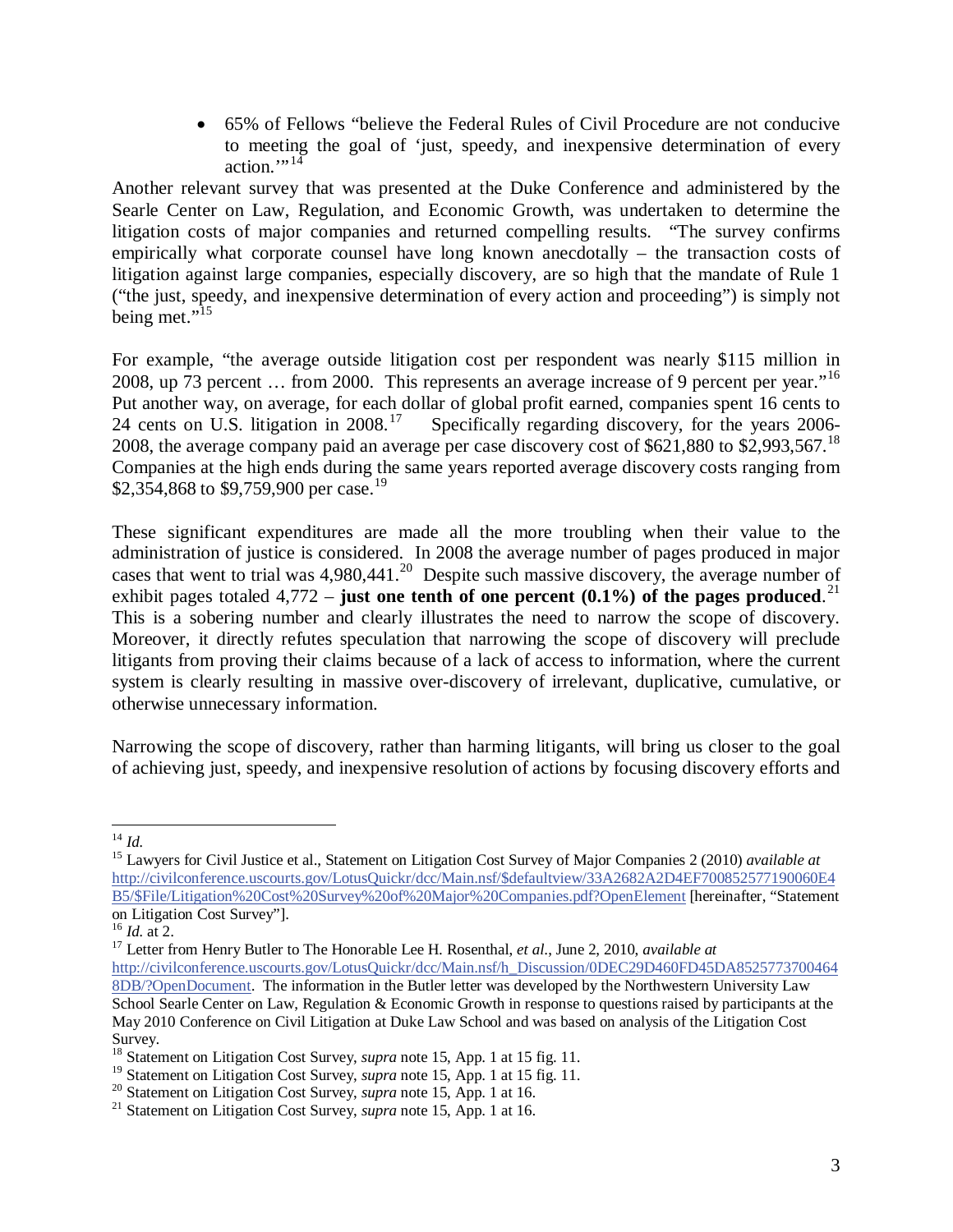- 65% of Fellows "believe the Federal Rules of Civil Procedure are not conducive to meeting the goal of 'just, speedy, and inexpensive determination of every action.'"[14]

Another relevant survey that was presented at the Duke Conference and administered by the Searle Center on Law, Regulation, and Economic Growth, was undertaken to determine the litigation costs of major companies and returned compelling results. "The survey confirms empirically what corporate counsel have long known anecdotally – the transaction costs of litigation against large companies, especially discovery, are so high that the mandate of Rule 1 ("the just, speedy, and inexpensive determination of every action and proceeding") is simply not being met."[15]

For example, "the average outside litigation cost per respondent was nearly $115 million in 2008, up 73 percent … from 2000. This represents an average increase of 9 percent per year."[16] Put another way, on average, for each dollar of global profit earned, companies spent 16 cents to 24 cents on U.S. litigation in 2008.[17] Specifically regarding discovery, for the years 2006-2008, the average company paid an average per case discovery cost of $621,880 to $2,993,567.[18] Companies at the high ends during the same years reported average discovery costs ranging from $2,354,868 to $9,759,900 per case.[19]

These significant expenditures are made all the more troubling when their value to the administration of justice is considered. In 2008 the average number of pages produced in major cases that went to trial was 4,980,441.[20] Despite such massive discovery, the average number of exhibit pages totaled 4,772 – **just one tenth of one percent (0.1%) of the pages produced**.[21] This is a sobering number and clearly illustrates the need to narrow the scope of discovery. Moreover, it directly refutes speculation that narrowing the scope of discovery will preclude litigants from proving their claims because of a lack of access to information, where the current system is clearly resulting in massive over-discovery of irrelevant, duplicative, cumulative, or otherwise unnecessary information.

Narrowing the scope of discovery, rather than harming litigants, will bring us closer to the goal of achieving just, speedy, and inexpensive resolution of actions by focusing discovery efforts and

---

[14] *Id.*

[15] Lawyers for Civil Justice et al., Statement on Litigation Cost Survey of Major Companies 2 (2010) *available at* http://civilconference.uscourts.gov/LotusQuickr/dcc/Main.nsf/$defaultview/33A2682A2D4EF700852577190060E4B5/$File/Litigation%20Cost%20Survey%20of%20Major%20Companies.pdf?OpenElement [hereinafter, "Statement on Litigation Cost Survey"].

[16] *Id.* at 2.

[17] Letter from Henry Butler to The Honorable Lee H. Rosenthal, *et al.*, June 2, 2010, *available at* http://civilconference.uscourts.gov/LotusQuickr/dcc/Main.nsf/h_Discussion/0DEC29D460FD45DA85257737004648DB/?OpenDocument. The information in the Butler letter was developed by the Northwestern University Law School Searle Center on Law, Regulation & Economic Growth in response to questions raised by participants at the May 2010 Conference on Civil Litigation at Duke Law School and was based on analysis of the Litigation Cost Survey.

[18] Statement on Litigation Cost Survey, *supra* note 15, App. 1 at 15 fig. 11.

[19] Statement on Litigation Cost Survey, *supra* note 15, App. 1 at 15 fig. 11.

[20] Statement on Litigation Cost Survey, *supra* note 15, App. 1 at 16.

[21] Statement on Litigation Cost Survey, *supra* note 15, App. 1 at 16.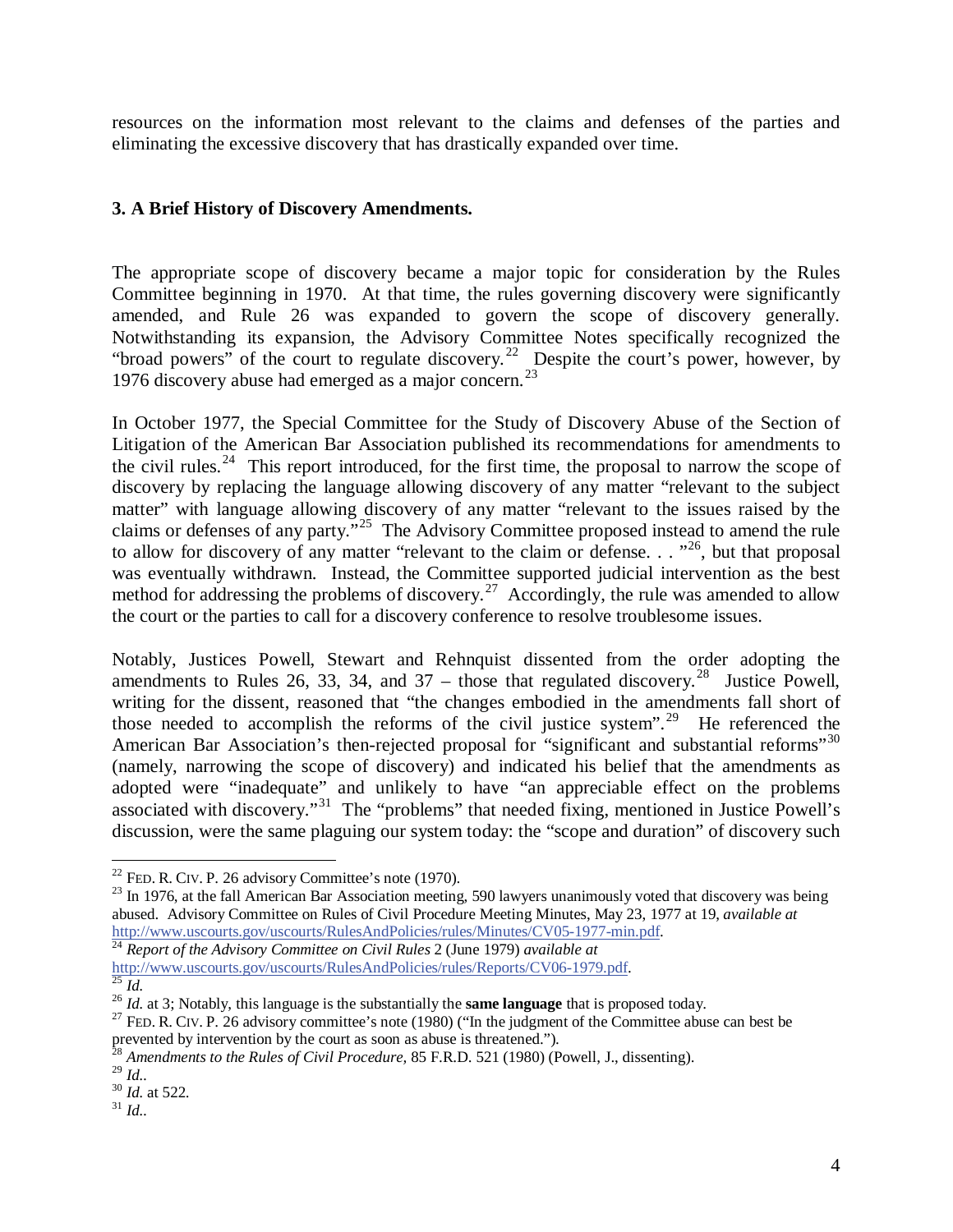resources on the information most relevant to the claims and defenses of the parties and eliminating the excessive discovery that has drastically expanded over time.

### 3. A Brief History of Discovery Amendments.

The appropriate scope of discovery became a major topic for consideration by the Rules Committee beginning in 1970. At that time, the rules governing discovery were significantly amended, and Rule 26 was expanded to govern the scope of discovery generally. Notwithstanding its expansion, the Advisory Committee Notes specifically recognized the "broad powers" of the court to regulate discovery.[22] Despite the court's power, however, by 1976 discovery abuse had emerged as a major concern.[23]

In October 1977, the Special Committee for the Study of Discovery Abuse of the Section of Litigation of the American Bar Association published its recommendations for amendments to the civil rules.[24] This report introduced, for the first time, the proposal to narrow the scope of discovery by replacing the language allowing discovery of any matter "relevant to the subject matter" with language allowing discovery of any matter "relevant to the issues raised by the claims or defenses of any party."[25] The Advisory Committee proposed instead to amend the rule to allow for discovery of any matter "relevant to the claim or defense. . . "[26], but that proposal was eventually withdrawn. Instead, the Committee supported judicial intervention as the best method for addressing the problems of discovery.[27] Accordingly, the rule was amended to allow the court or the parties to call for a discovery conference to resolve troublesome issues.

Notably, Justices Powell, Stewart and Rehnquist dissented from the order adopting the amendments to Rules 26, 33, 34, and 37 – those that regulated discovery.[28] Justice Powell, writing for the dissent, reasoned that "the changes embodied in the amendments fall short of those needed to accomplish the reforms of the civil justice system".[29] He referenced the American Bar Association's then-rejected proposal for "significant and substantial reforms"[30] (namely, narrowing the scope of discovery) and indicated his belief that the amendments as adopted were "inadequate" and unlikely to have "an appreciable effect on the problems associated with discovery."[31] The "problems" that needed fixing, mentioned in Justice Powell's discussion, were the same plaguing our system today: the "scope and duration" of discovery such

---

[22] FED. R. CIV. P. 26 advisory Committee's note (1970).

[23] In 1976, at the fall American Bar Association meeting, 590 lawyers unanimously voted that discovery was being abused. Advisory Committee on Rules of Civil Procedure Meeting Minutes, May 23, 1977 at 19, *available at* http://www.uscourts.gov/uscourts/RulesAndPolicies/rules/Minutes/CV05-1977-min.pdf.

[24] *Report of the Advisory Committee on Civil Rules* 2 (June 1979) *available at* http://www.uscourts.gov/uscourts/RulesAndPolicies/rules/Reports/CV06-1979.pdf.

[25] *Id.*

[26] *Id.* at 3; Notably, this language is the substantially the **same language** that is proposed today.

[27] FED. R. CIV. P. 26 advisory committee's note (1980) ("In the judgment of the Committee abuse can best be prevented by intervention by the court as soon as abuse is threatened.").

[28] *Amendments to the Rules of Civil Procedure,* 85 F.R.D. 521 (1980) (Powell, J., dissenting).

[29] *Id.*.

[30] *Id.* at 522.

[31] *Id.*.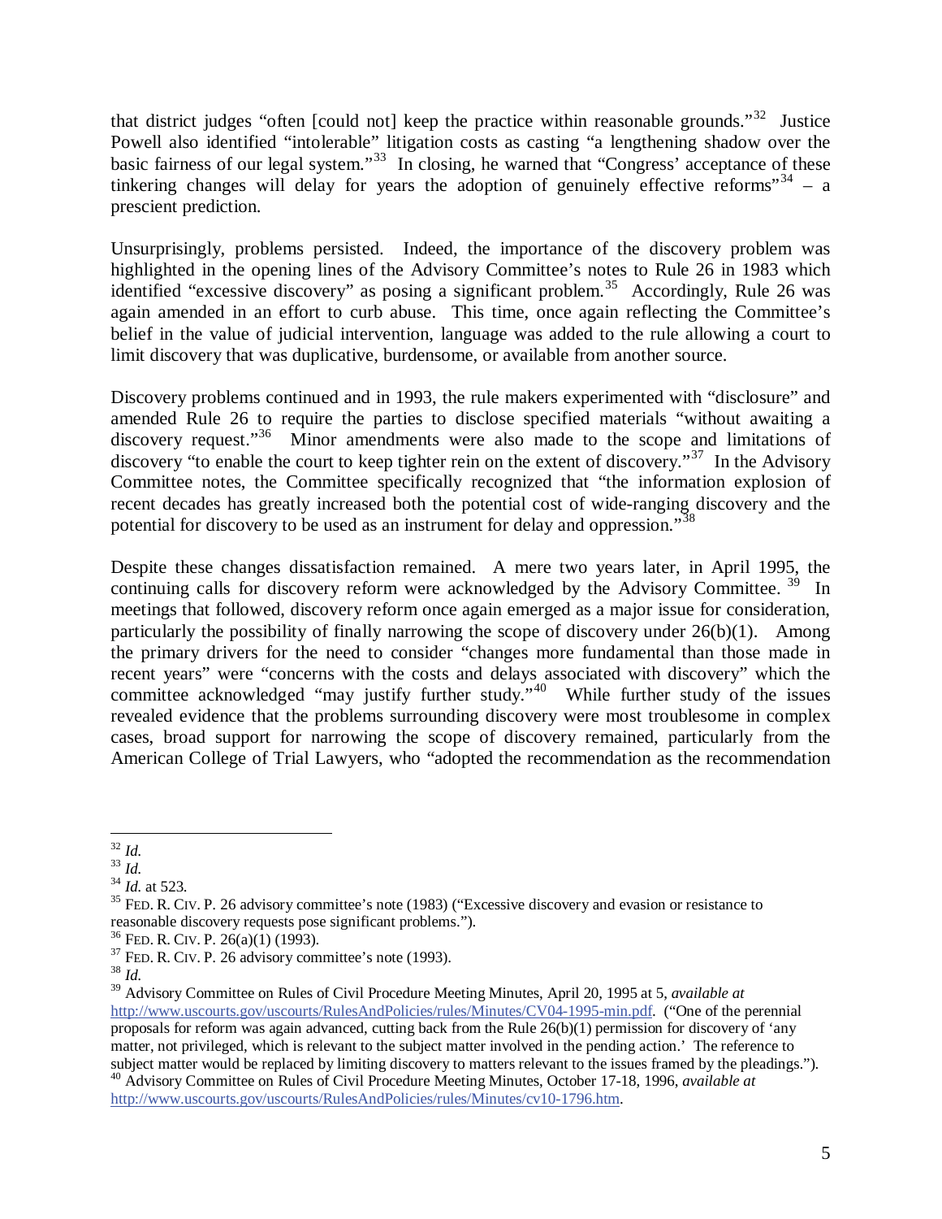that district judges "often [could not] keep the practice within reasonable grounds."[32] Justice Powell also identified "intolerable" litigation costs as casting "a lengthening shadow over the basic fairness of our legal system."[33] In closing, he warned that "Congress' acceptance of these tinkering changes will delay for years the adoption of genuinely effective reforms"[34] – a prescient prediction.

Unsurprisingly, problems persisted. Indeed, the importance of the discovery problem was highlighted in the opening lines of the Advisory Committee's notes to Rule 26 in 1983 which identified "excessive discovery" as posing a significant problem.[35] Accordingly, Rule 26 was again amended in an effort to curb abuse. This time, once again reflecting the Committee's belief in the value of judicial intervention, language was added to the rule allowing a court to limit discovery that was duplicative, burdensome, or available from another source.

Discovery problems continued and in 1993, the rule makers experimented with "disclosure" and amended Rule 26 to require the parties to disclose specified materials "without awaiting a discovery request."[36] Minor amendments were also made to the scope and limitations of discovery "to enable the court to keep tighter rein on the extent of discovery."[37] In the Advisory Committee notes, the Committee specifically recognized that "the information explosion of recent decades has greatly increased both the potential cost of wide-ranging discovery and the potential for discovery to be used as an instrument for delay and oppression."[38]

Despite these changes dissatisfaction remained. A mere two years later, in April 1995, the continuing calls for discovery reform were acknowledged by the Advisory Committee.[39] In meetings that followed, discovery reform once again emerged as a major issue for consideration, particularly the possibility of finally narrowing the scope of discovery under 26(b)(1). Among the primary drivers for the need to consider "changes more fundamental than those made in recent years" were "concerns with the costs and delays associated with discovery" which the committee acknowledged "may justify further study."[40] While further study of the issues revealed evidence that the problems surrounding discovery were most troublesome in complex cases, broad support for narrowing the scope of discovery remained, particularly from the American College of Trial Lawyers, who "adopted the recommendation as the recommendation

---

[32] *Id.*

[33] *Id.*

[34] *Id.* at 523.

[35] FED. R. CIV. P. 26 advisory committee's note (1983) ("Excessive discovery and evasion or resistance to reasonable discovery requests pose significant problems.").

[36] FED. R. CIV. P. 26(a)(1) (1993).

[37] FED. R. CIV. P. 26 advisory committee's note (1993).

[38] *Id.*

[39] Advisory Committee on Rules of Civil Procedure Meeting Minutes, April 20, 1995 at 5, *available at* http://www.uscourts.gov/uscourts/RulesAndPolicies/rules/Minutes/CV04-1995-min.pdf. ("One of the perennial proposals for reform was again advanced, cutting back from the Rule 26(b)(1) permission for discovery of 'any matter, not privileged, which is relevant to the subject matter involved in the pending action.' The reference to subject matter would be replaced by limiting discovery to matters relevant to the issues framed by the pleadings.").

[40] Advisory Committee on Rules of Civil Procedure Meeting Minutes, October 17-18, 1996, *available at* http://www.uscourts.gov/uscourts/RulesAndPolicies/rules/Minutes/cv10-1796.htm.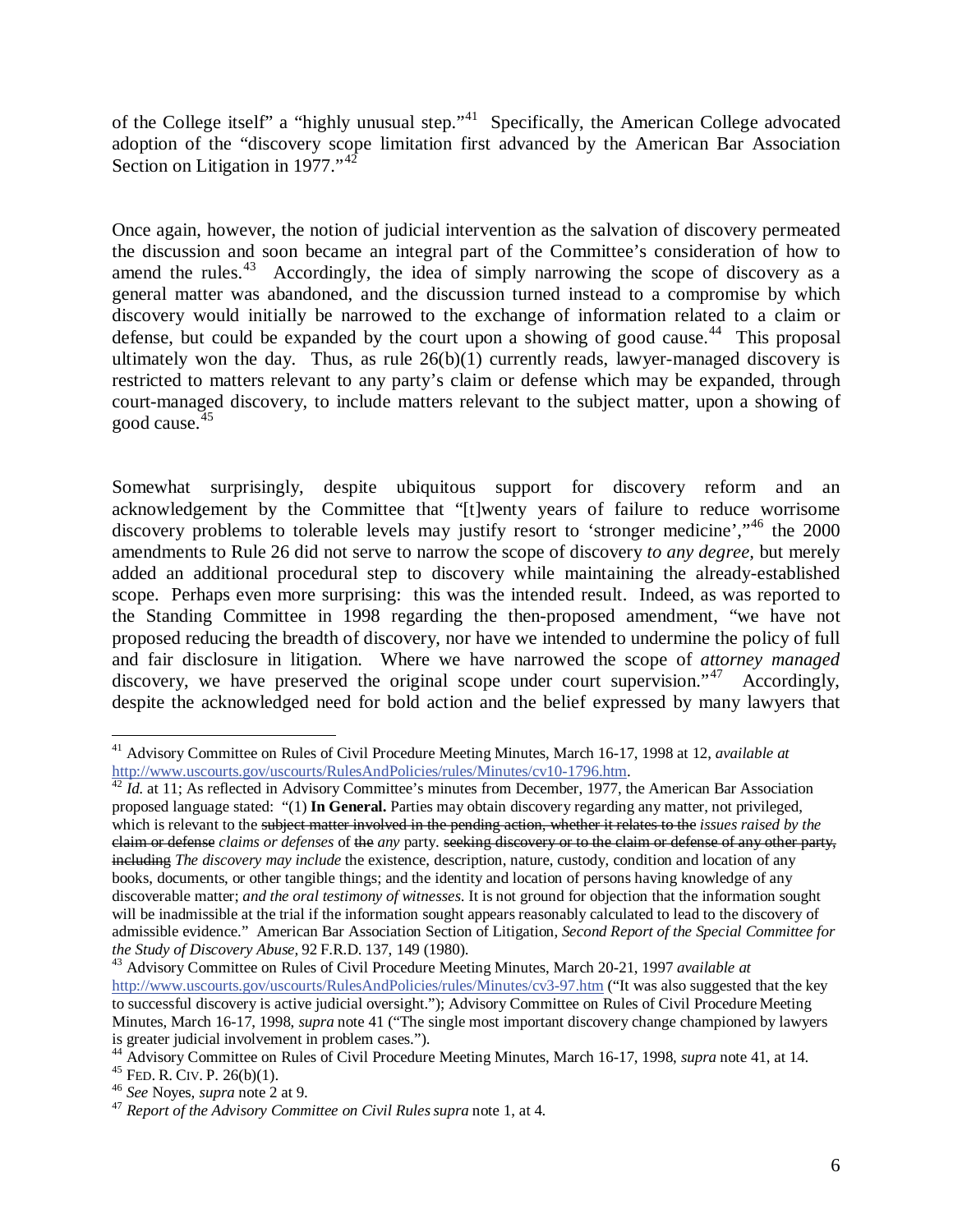of the College itself" a "highly unusual step."[41] Specifically, the American College advocated adoption of the "discovery scope limitation first advanced by the American Bar Association Section on Litigation in 1977."[42]

Once again, however, the notion of judicial intervention as the salvation of discovery permeated the discussion and soon became an integral part of the Committee's consideration of how to amend the rules.[43] Accordingly, the idea of simply narrowing the scope of discovery as a general matter was abandoned, and the discussion turned instead to a compromise by which discovery would initially be narrowed to the exchange of information related to a claim or defense, but could be expanded by the court upon a showing of good cause.[44] This proposal ultimately won the day. Thus, as rule 26(b)(1) currently reads, lawyer-managed discovery is restricted to matters relevant to any party's claim or defense which may be expanded, through court-managed discovery, to include matters relevant to the subject matter, upon a showing of good cause.[45]

Somewhat surprisingly, despite ubiquitous support for discovery reform and an acknowledgement by the Committee that "[t]wenty years of failure to reduce worrisome discovery problems to tolerable levels may justify resort to 'stronger medicine',"[46] the 2000 amendments to Rule 26 did not serve to narrow the scope of discovery *to any degree*, but merely added an additional procedural step to discovery while maintaining the already-established scope. Perhaps even more surprising: this was the intended result. Indeed, as was reported to the Standing Committee in 1998 regarding the then-proposed amendment, "we have not proposed reducing the breadth of discovery, nor have we intended to undermine the policy of full and fair disclosure in litigation. Where we have narrowed the scope of *attorney managed* discovery, we have preserved the original scope under court supervision."[47] Accordingly, despite the acknowledged need for bold action and the belief expressed by many lawyers that

---

[41] Advisory Committee on Rules of Civil Procedure Meeting Minutes, March 16-17, 1998 at 12, *available at* http://www.uscourts.gov/uscourts/RulesAndPolicies/rules/Minutes/cv10-1796.htm.

[42] *Id.* at 11; As reflected in Advisory Committee's minutes from December, 1977, the American Bar Association proposed language stated: "(1) **In General.** Parties may obtain discovery regarding any matter, not privileged, which is relevant to the ~~subject matter involved in the pending action, whether it relates to the~~ *issues raised by the* ~~claim or defense~~ *claims or defenses* of ~~the~~ *any* party. ~~seeking discovery or to the claim or defense of any other party, including~~ *The discovery may include* the existence, description, nature, custody, condition and location of any books, documents, or other tangible things; and the identity and location of persons having knowledge of any discoverable matter; *and the oral testimony of witnesses*. It is not ground for objection that the information sought will be inadmissible at the trial if the information sought appears reasonably calculated to lead to the discovery of admissible evidence." American Bar Association Section of Litigation, *Second Report of the Special Committee for the Study of Discovery Abuse*, 92 F.R.D. 137, 149 (1980).

[43] Advisory Committee on Rules of Civil Procedure Meeting Minutes, March 20-21, 1997 *available at* http://www.uscourts.gov/uscourts/RulesAndPolicies/rules/Minutes/cv3-97.htm ("It was also suggested that the key to successful discovery is active judicial oversight."); Advisory Committee on Rules of Civil Procedure Meeting Minutes, March 16-17, 1998, *supra* note 41 ("The single most important discovery change championed by lawyers is greater judicial involvement in problem cases.").

[44] Advisory Committee on Rules of Civil Procedure Meeting Minutes, March 16-17, 1998, *supra* note 41, at 14.

[45] FED. R. CIV. P. 26(b)(1).

[46] *See* Noyes, *supra* note 2 at 9.

[47] *Report of the Advisory Committee on Civil Rules supra* note 1, at 4.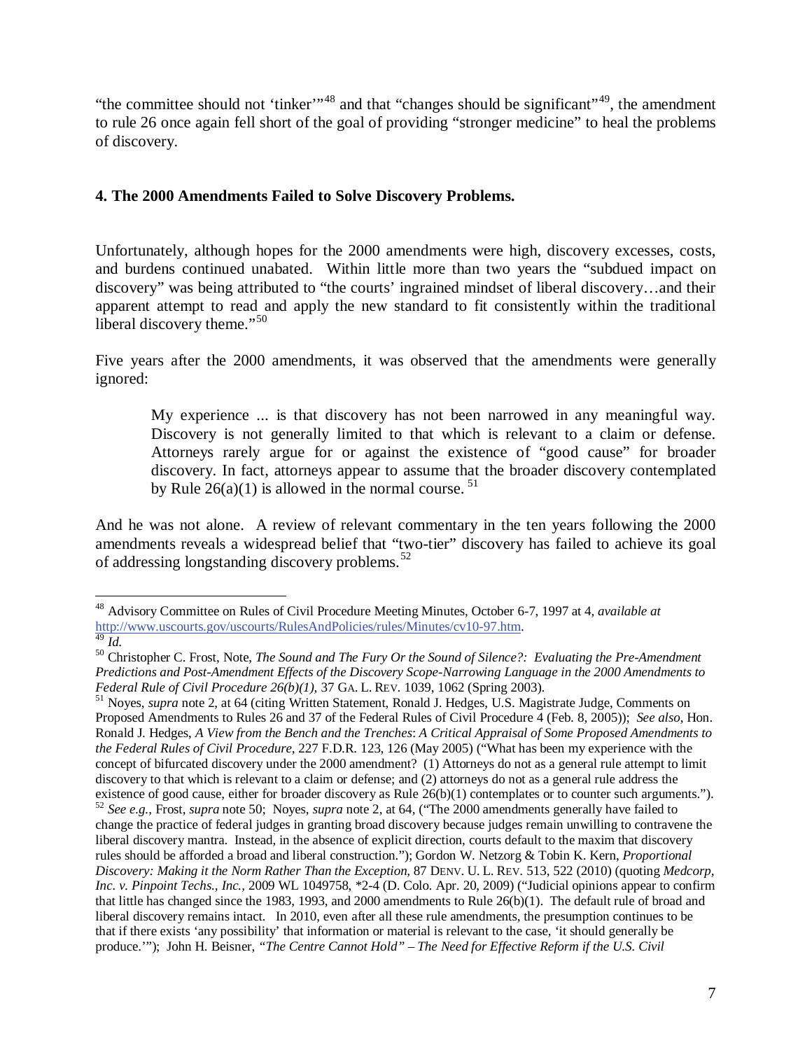"the committee should not 'tinker'"[48] and that "changes should be significant"[49], the amendment to rule 26 once again fell short of the goal of providing "stronger medicine" to heal the problems of discovery.

**4. The 2000 Amendments Failed to Solve Discovery Problems.**

Unfortunately, although hopes for the 2000 amendments were high, discovery excesses, costs, and burdens continued unabated. Within little more than two years the "subdued impact on discovery" was being attributed to "the courts' ingrained mindset of liberal discovery…and their apparent attempt to read and apply the new standard to fit consistently within the traditional liberal discovery theme."[50]

Five years after the 2000 amendments, it was observed that the amendments were generally ignored:

> My experience ... is that discovery has not been narrowed in any meaningful way. Discovery is not generally limited to that which is relevant to a claim or defense. Attorneys rarely argue for or against the existence of "good cause" for broader discovery. In fact, attorneys appear to assume that the broader discovery contemplated by Rule 26(a)(1) is allowed in the normal course. [51]

And he was not alone. A review of relevant commentary in the ten years following the 2000 amendments reveals a widespread belief that "two-tier" discovery has failed to achieve its goal of addressing longstanding discovery problems.[52]

---

[48] Advisory Committee on Rules of Civil Procedure Meeting Minutes, October 6-7, 1997 at 4, *available at* http://www.uscourts.gov/uscourts/RulesAndPolicies/rules/Minutes/cv10-97.htm.

[49] *Id.*

[50] Christopher C. Frost, Note, *The Sound and The Fury Or the Sound of Silence?: Evaluating the Pre-Amendment Predictions and Post-Amendment Effects of the Discovery Scope-Narrowing Language in the 2000 Amendments to Federal Rule of Civil Procedure 26(b)(1),* 37 GA. L. REV. 1039, 1062 (Spring 2003).

[51] Noyes, *supra* note 2, at 64 (citing Written Statement, Ronald J. Hedges, U.S. Magistrate Judge, Comments on Proposed Amendments to Rules 26 and 37 of the Federal Rules of Civil Procedure 4 (Feb. 8, 2005)); *See also*, Hon. Ronald J. Hedges, *A View from the Bench and the Trenches*: *A Critical Appraisal of Some Proposed Amendments to the Federal Rules of Civil Procedure,* 227 F.D.R. 123, 126 (May 2005) ("What has been my experience with the concept of bifurcated discovery under the 2000 amendment? (1) Attorneys do not as a general rule attempt to limit discovery to that which is relevant to a claim or defense; and (2) attorneys do not as a general rule address the existence of good cause, either for broader discovery as Rule 26(b)(1) contemplates or to counter such arguments.").

[52] *See e.g.,* Frost, *supra* note 50; Noyes, *supra* note 2, at 64, ("The 2000 amendments generally have failed to change the practice of federal judges in granting broad discovery because judges remain unwilling to contravene the liberal discovery mantra. Instead, in the absence of explicit direction, courts default to the maxim that discovery rules should be afforded a broad and liberal construction."); Gordon W. Netzorg & Tobin K. Kern, *Proportional Discovery: Making it the Norm Rather Than the Exception,* 87 DENV. U. L. REV. 513, 522 (2010) (quoting *Medcorp, Inc. v. Pinpoint Techs., Inc.,* 2009 WL 1049758, \*2-4 (D. Colo. Apr. 20, 2009) ("Judicial opinions appear to confirm that little has changed since the 1983, 1993, and 2000 amendments to Rule 26(b)(1). The default rule of broad and liberal discovery remains intact. In 2010, even after all these rule amendments, the presumption continues to be that if there exists 'any possibility' that information or material is relevant to the case, 'it should generally be produce.'"); John H. Beisner, *"The Centre Cannot Hold" – The Need for Effective Reform if the U.S. Civil*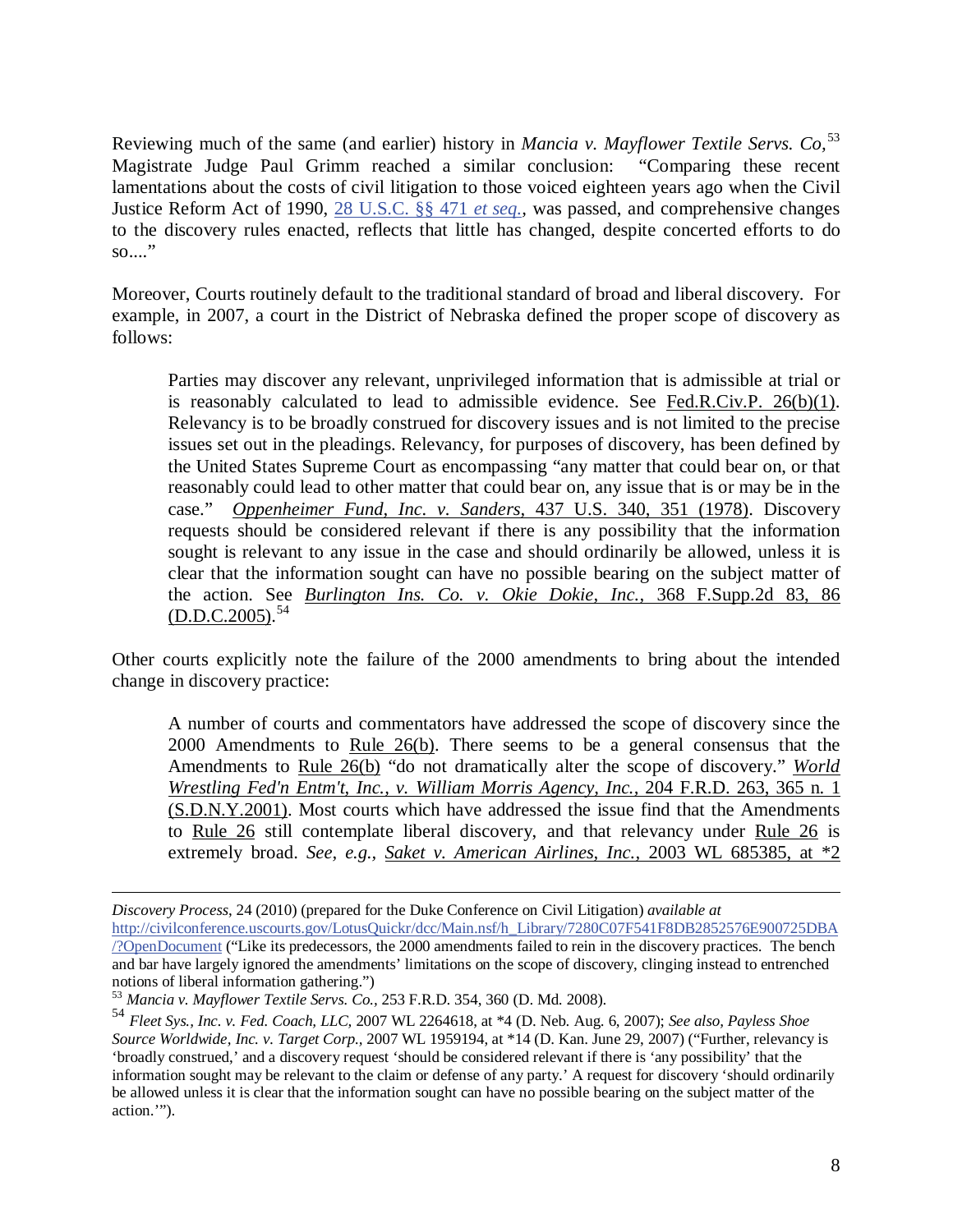Reviewing much of the same (and earlier) history in *Mancia v. Mayflower Textile Servs. Co,*[53] Magistrate Judge Paul Grimm reached a similar conclusion: "Comparing these recent lamentations about the costs of civil litigation to those voiced eighteen years ago when the Civil Justice Reform Act of 1990, 28 U.S.C. §§ 471 *et seq.*, was passed, and comprehensive changes to the discovery rules enacted, reflects that little has changed, despite concerted efforts to do so...."

Moreover, Courts routinely default to the traditional standard of broad and liberal discovery. For example, in 2007, a court in the District of Nebraska defined the proper scope of discovery as follows:

> Parties may discover any relevant, unprivileged information that is admissible at trial or is reasonably calculated to lead to admissible evidence. See Fed.R.Civ.P. 26(b)(1). Relevancy is to be broadly construed for discovery issues and is not limited to the precise issues set out in the pleadings. Relevancy, for purposes of discovery, has been defined by the United States Supreme Court as encompassing "any matter that could bear on, or that reasonably could lead to other matter that could bear on, any issue that is or may be in the case." *Oppenheimer Fund, Inc. v. Sanders*, 437 U.S. 340, 351 (1978). Discovery requests should be considered relevant if there is any possibility that the information sought is relevant to any issue in the case and should ordinarily be allowed, unless it is clear that the information sought can have no possible bearing on the subject matter of the action. See *Burlington Ins. Co. v. Okie Dokie, Inc.*, 368 F.Supp.2d 83, 86 (D.D.C.2005).[54]

Other courts explicitly note the failure of the 2000 amendments to bring about the intended change in discovery practice:

> A number of courts and commentators have addressed the scope of discovery since the 2000 Amendments to Rule 26(b). There seems to be a general consensus that the Amendments to Rule 26(b) "do not dramatically alter the scope of discovery." *World Wrestling Fed'n Entm't, Inc., v. William Morris Agency, Inc.*, 204 F.R.D. 263, 365 n. 1 (S.D.N.Y.2001). Most courts which have addressed the issue find that the Amendments to Rule 26 still contemplate liberal discovery, and that relevancy under Rule 26 is extremely broad. *See, e.g., Saket v. American Airlines, Inc.*, 2003 WL 685385, at *2

---

*Discovery Process*, 24 (2010) (prepared for the Duke Conference on Civil Litigation) *available at* http://civilconference.uscourts.gov/LotusQuickr/dcc/Main.nsf/h_Library/7280C07F541F8DB2852576E900725DBA/?OpenDocument ("Like its predecessors, the 2000 amendments failed to rein in the discovery practices. The bench and bar have largely ignored the amendments' limitations on the scope of discovery, clinging instead to entrenched notions of liberal information gathering.")

[53] *Mancia v. Mayflower Textile Servs. Co.*, 253 F.R.D. 354, 360 (D. Md. 2008).

[54] *Fleet Sys., Inc. v. Fed. Coach, LLC*, 2007 WL 2264618, at *4 (D. Neb. Aug. 6, 2007); *See also, Payless Shoe Source Worldwide, Inc. v. Target Corp.*, 2007 WL 1959194, at *14 (D. Kan. June 29, 2007) ("Further, relevancy is 'broadly construed,' and a discovery request 'should be considered relevant if there is 'any possibility' that the information sought may be relevant to the claim or defense of any party.' A request for discovery 'should ordinarily be allowed unless it is clear that the information sought can have no possible bearing on the subject matter of the action.'").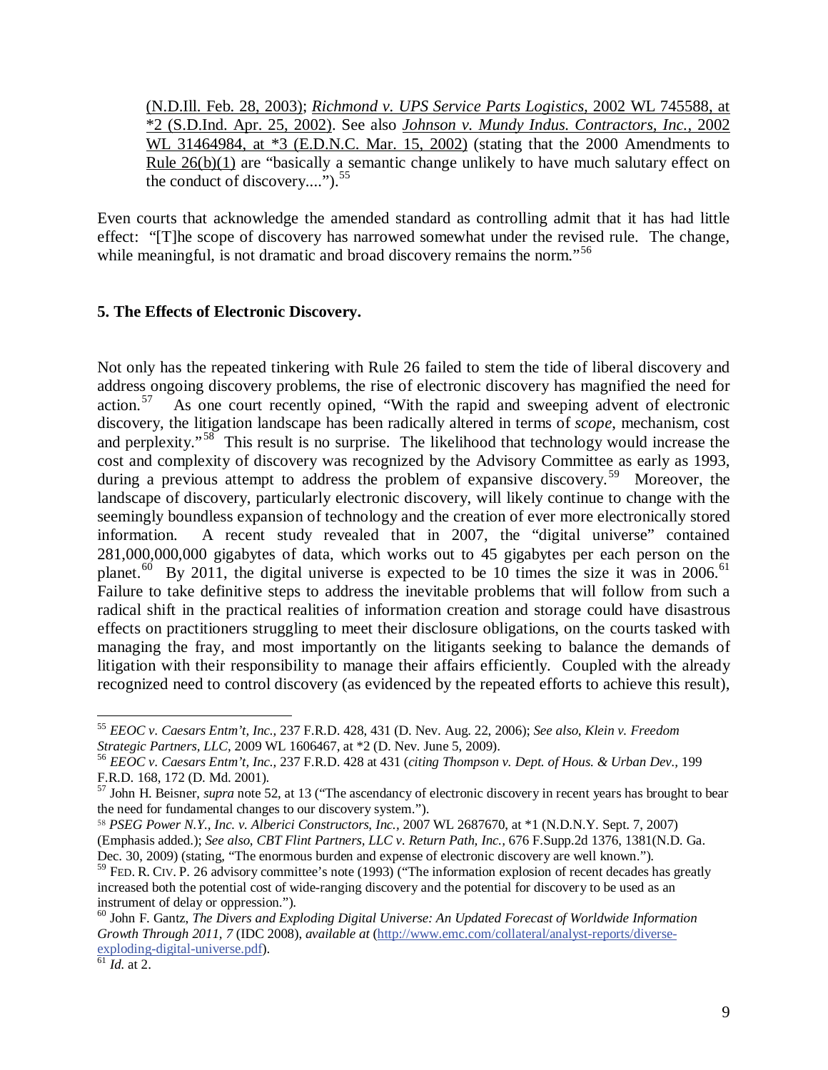(N.D.Ill. Feb. 28, 2003); *Richmond v. UPS Service Parts Logistics*, 2002 WL 745588, at *2 (S.D.Ind. Apr. 25, 2002). See also *Johnson v. Mundy Indus. Contractors, Inc.*, 2002 WL 31464984, at *3 (E.D.N.C. Mar. 15, 2002) (stating that the 2000 Amendments to Rule 26(b)(1) are "basically a semantic change unlikely to have much salutary effect on the conduct of discovery....").[55]

Even courts that acknowledge the amended standard as controlling admit that it has had little effect: "[T]he scope of discovery has narrowed somewhat under the revised rule. The change, while meaningful, is not dramatic and broad discovery remains the norm."[56]

**5. The Effects of Electronic Discovery.**

Not only has the repeated tinkering with Rule 26 failed to stem the tide of liberal discovery and address ongoing discovery problems, the rise of electronic discovery has magnified the need for action.[57] As one court recently opined, "With the rapid and sweeping advent of electronic discovery, the litigation landscape has been radically altered in terms of *scope*, mechanism, cost and perplexity."[58] This result is no surprise. The likelihood that technology would increase the cost and complexity of discovery was recognized by the Advisory Committee as early as 1993, during a previous attempt to address the problem of expansive discovery.[59] Moreover, the landscape of discovery, particularly electronic discovery, will likely continue to change with the seemingly boundless expansion of technology and the creation of ever more electronically stored information. A recent study revealed that in 2007, the "digital universe" contained 281,000,000,000 gigabytes of data, which works out to 45 gigabytes per each person on the planet.[60] By 2011, the digital universe is expected to be 10 times the size it was in 2006.[61] Failure to take definitive steps to address the inevitable problems that will follow from such a radical shift in the practical realities of information creation and storage could have disastrous effects on practitioners struggling to meet their disclosure obligations, on the courts tasked with managing the fray, and most importantly on the litigants seeking to balance the demands of litigation with their responsibility to manage their affairs efficiently. Coupled with the already recognized need to control discovery (as evidenced by the repeated efforts to achieve this result),

---

[55] *EEOC v. Caesars Entm't, Inc.*, 237 F.R.D. 428, 431 (D. Nev. Aug. 22, 2006); *See also, Klein v. Freedom Strategic Partners, LLC*, 2009 WL 1606467, at *2 (D. Nev. June 5, 2009).

[56] *EEOC v. Caesars Entm't, Inc.*, 237 F.R.D. 428 at 431 (*citing Thompson v. Dept. of Hous. & Urban Dev.*, 199 F.R.D. 168, 172 (D. Md. 2001).

[57] John H. Beisner, *supra* note 52, at 13 ("The ascendancy of electronic discovery in recent years has brought to bear the need for fundamental changes to our discovery system.").

[58] *PSEG Power N.Y., Inc. v. Alberici Constructors, Inc.*, 2007 WL 2687670, at *1 (N.D.N.Y. Sept. 7, 2007) (Emphasis added.); *See also, CBT Flint Partners, LLC v. Return Path, Inc.*, 676 F.Supp.2d 1376, 1381(N.D. Ga. Dec. 30, 2009) (stating, "The enormous burden and expense of electronic discovery are well known.").

[59] FED. R. CIV. P. 26 advisory committee's note (1993) ("The information explosion of recent decades has greatly increased both the potential cost of wide-ranging discovery and the potential for discovery to be used as an instrument of delay or oppression.").

[60] John F. Gantz, *The Divers and Exploding Digital Universe: An Updated Forecast of Worldwide Information Growth Through 2011, 7* (IDC 2008), *available at* (http://www.emc.com/collateral/analyst-reports/diverse-exploding-digital-universe.pdf).

[61] *Id.* at 2.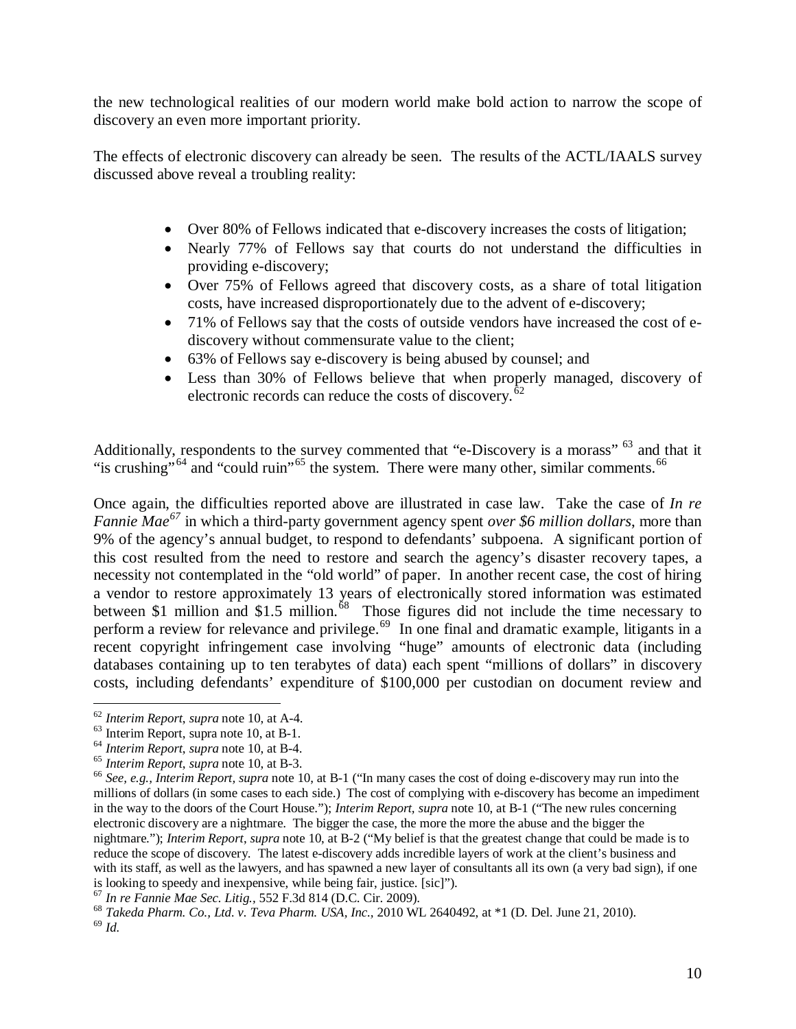the new technological realities of our modern world make bold action to narrow the scope of discovery an even more important priority.

The effects of electronic discovery can already be seen. The results of the ACTL/IAALS survey discussed above reveal a troubling reality:

- Over 80% of Fellows indicated that e-discovery increases the costs of litigation;
- Nearly 77% of Fellows say that courts do not understand the difficulties in providing e-discovery;
- Over 75% of Fellows agreed that discovery costs, as a share of total litigation costs, have increased disproportionately due to the advent of e-discovery;
- 71% of Fellows say that the costs of outside vendors have increased the cost of e-discovery without commensurate value to the client;
- 63% of Fellows say e-discovery is being abused by counsel; and
- Less than 30% of Fellows believe that when properly managed, discovery of electronic records can reduce the costs of discovery.[62]

Additionally, respondents to the survey commented that "e-Discovery is a morass" [63] and that it "is crushing"[64] and "could ruin"[65] the system. There were many other, similar comments.[66]

Once again, the difficulties reported above are illustrated in case law. Take the case of *In re Fannie Mae*[67] in which a third-party government agency spent *over $6 million dollars*, more than 9% of the agency's annual budget, to respond to defendants' subpoena. A significant portion of this cost resulted from the need to restore and search the agency's disaster recovery tapes, a necessity not contemplated in the "old world" of paper. In another recent case, the cost of hiring a vendor to restore approximately 13 years of electronically stored information was estimated between $1 million and $1.5 million.[68] Those figures did not include the time necessary to perform a review for relevance and privilege.[69] In one final and dramatic example, litigants in a recent copyright infringement case involving "huge" amounts of electronic data (including databases containing up to ten terabytes of data) each spent "millions of dollars" in discovery costs, including defendants' expenditure of $100,000 per custodian on document review and

---

[62] *Interim Report, supra* note 10, at A-4.

[63] Interim Report, supra note 10, at B-1.

[64] *Interim Report, supra* note 10, at B-4.

[65] *Interim Report, supra* note 10, at B-3.

[66] *See, e.g., Interim Report, supra* note 10, at B-1 ("In many cases the cost of doing e-discovery may run into the millions of dollars (in some cases to each side.) The cost of complying with e-discovery has become an impediment in the way to the doors of the Court House."); *Interim Report, supra* note 10, at B-1 ("The new rules concerning electronic discovery are a nightmare. The bigger the case, the more the more the abuse and the bigger the nightmare."); *Interim Report, supra* note 10, at B-2 ("My belief is that the greatest change that could be made is to reduce the scope of discovery. The latest e-discovery adds incredible layers of work at the client's business and with its staff, as well as the lawyers, and has spawned a new layer of consultants all its own (a very bad sign), if one is looking to speedy and inexpensive, while being fair, justice. [sic]").

[67] *In re Fannie Mae Sec. Litig.,* 552 F.3d 814 (D.C. Cir. 2009).

[68] *Takeda Pharm. Co., Ltd. v. Teva Pharm. USA, Inc.,* 2010 WL 2640492, at *1 (D. Del. June 21, 2010).

[69] *Id.*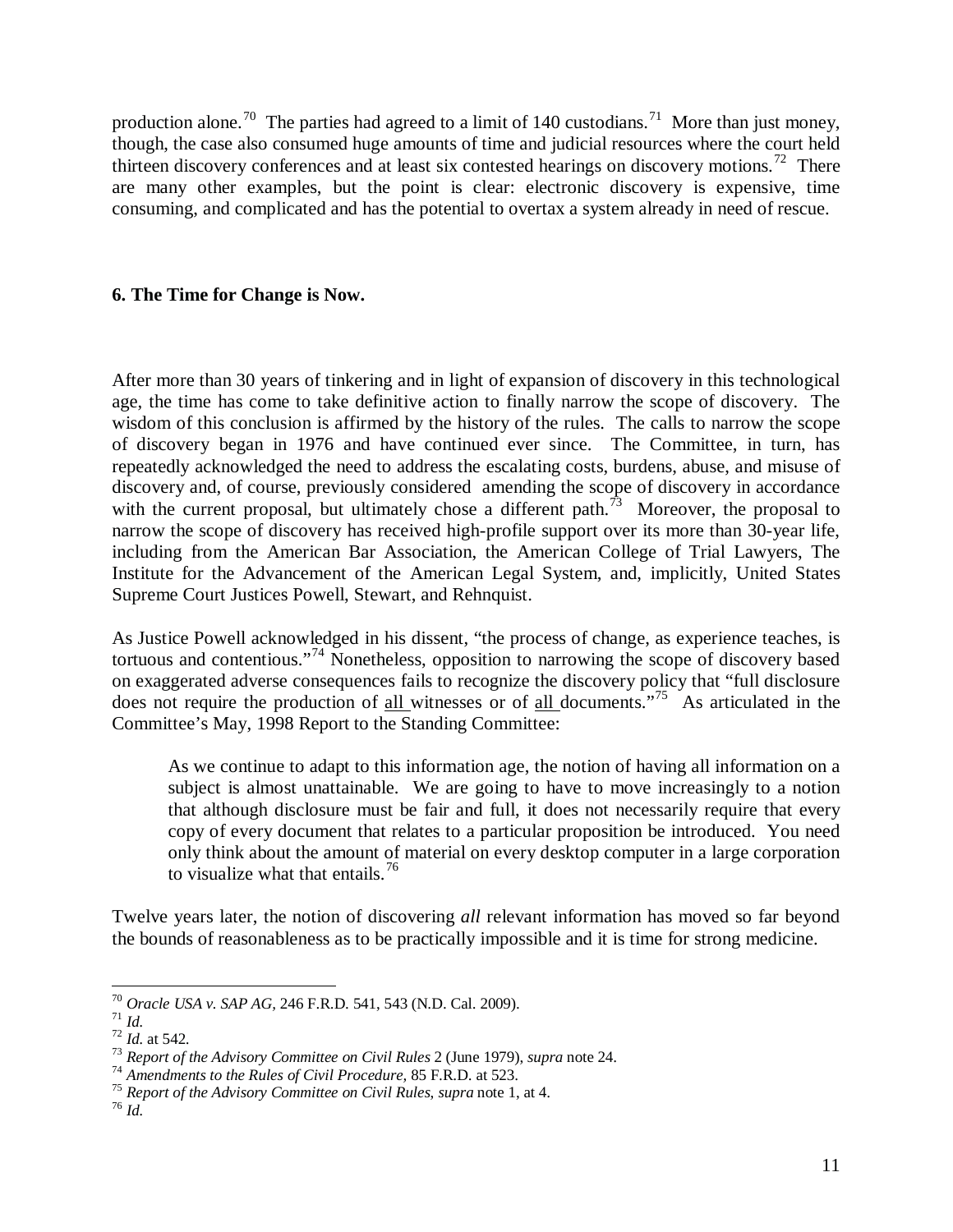production alone.[70] The parties had agreed to a limit of 140 custodians.[71] More than just money, though, the case also consumed huge amounts of time and judicial resources where the court held thirteen discovery conferences and at least six contested hearings on discovery motions.[72] There are many other examples, but the point is clear: electronic discovery is expensive, time consuming, and complicated and has the potential to overtax a system already in need of rescue.

**6. The Time for Change is Now.**

After more than 30 years of tinkering and in light of expansion of discovery in this technological age, the time has come to take definitive action to finally narrow the scope of discovery. The wisdom of this conclusion is affirmed by the history of the rules. The calls to narrow the scope of discovery began in 1976 and have continued ever since. The Committee, in turn, has repeatedly acknowledged the need to address the escalating costs, burdens, abuse, and misuse of discovery and, of course, previously considered amending the scope of discovery in accordance with the current proposal, but ultimately chose a different path.[73] Moreover, the proposal to narrow the scope of discovery has received high-profile support over its more than 30-year life, including from the American Bar Association, the American College of Trial Lawyers, The Institute for the Advancement of the American Legal System, and, implicitly, United States Supreme Court Justices Powell, Stewart, and Rehnquist.

As Justice Powell acknowledged in his dissent, "the process of change, as experience teaches, is tortuous and contentious."[74] Nonetheless, opposition to narrowing the scope of discovery based on exaggerated adverse consequences fails to recognize the discovery policy that "full disclosure does not require the production of <u>all</u> witnesses or of <u>all</u> documents."[75] As articulated in the Committee's May, 1998 Report to the Standing Committee:

> As we continue to adapt to this information age, the notion of having all information on a subject is almost unattainable. We are going to have to move increasingly to a notion that although disclosure must be fair and full, it does not necessarily require that every copy of every document that relates to a particular proposition be introduced. You need only think about the amount of material on every desktop computer in a large corporation to visualize what that entails.[76]

Twelve years later, the notion of discovering *all* relevant information has moved so far beyond the bounds of reasonableness as to be practically impossible and it is time for strong medicine.

---

[70] *Oracle USA v. SAP AG*, 246 F.R.D. 541, 543 (N.D. Cal. 2009).
[71] *Id.*
[72] *Id.* at 542.
[73] *Report of the Advisory Committee on Civil Rules* 2 (June 1979), *supra* note 24.
[74] *Amendments to the Rules of Civil Procedure*, 85 F.R.D. at 523.
[75] *Report of the Advisory Committee on Civil Rules*, *supra* note 1, at 4.
[76] *Id.*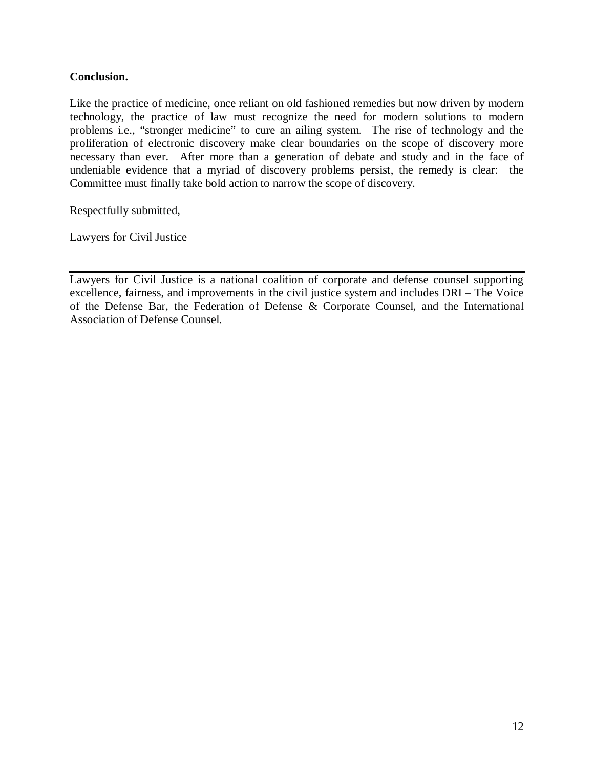**Conclusion.**

Like the practice of medicine, once reliant on old fashioned remedies but now driven by modern technology, the practice of law must recognize the need for modern solutions to modern problems i.e., "stronger medicine" to cure an ailing system. The rise of technology and the proliferation of electronic discovery make clear boundaries on the scope of discovery more necessary than ever. After more than a generation of debate and study and in the face of undeniable evidence that a myriad of discovery problems persist, the remedy is clear: the Committee must finally take bold action to narrow the scope of discovery.

Respectfully submitted,

Lawyers for Civil Justice

---

Lawyers for Civil Justice is a national coalition of corporate and defense counsel supporting excellence, fairness, and improvements in the civil justice system and includes DRI – The Voice of the Defense Bar, the Federation of Defense & Corporate Counsel, and the International Association of Defense Counsel.